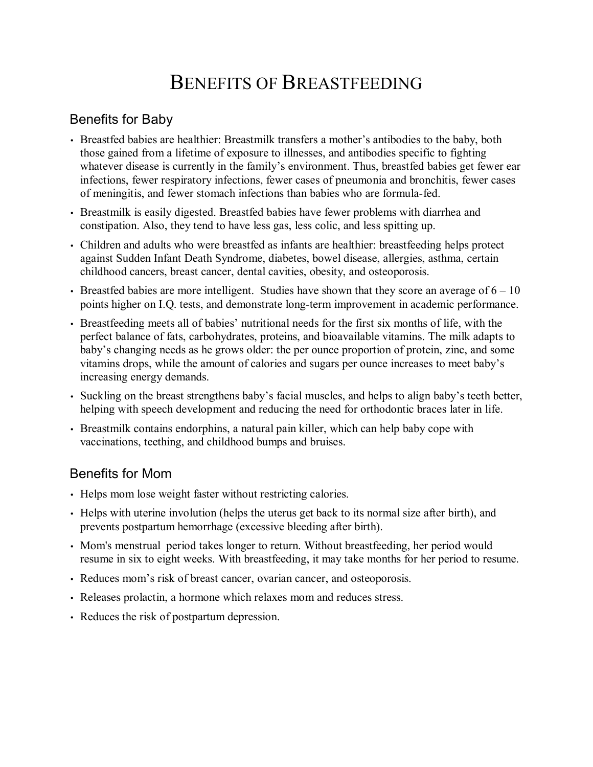# Benefits of Breastfeeding

## Benefits for Baby

- Breastfed babies are healthier: Breastmilk transfers a mother's antibodies to the baby, both those gained from a lifetime of exposure to illnesses, and antibodies specific to fighting whatever disease is currently in the family's environment. Thus, breastfed babies get fewer ear infections, fewer respiratory infections, fewer cases of pneumonia and bronchitis, fewer cases of meningitis, and fewer stomach infections than babies who are formula-fed.
- Breastmilk is easily digested. Breastfed babies have fewer problems with diarrhea and constipation. Also, they tend to have less gas, less colic, and less spitting up.
- Children and adults who were breastfed as infants are healthier: breastfeeding helps protect against Sudden Infant Death Syndrome, diabetes, bowel disease, allergies, asthma, certain childhood cancers, breast cancer, dental cavities, obesity, and osteoporosis.
- Breastfed babies are more intelligent. Studies have shown that they score an average of 6 – 10 points higher on I.Q. tests, and demonstrate long-term improvement in academic performance.
- Breastfeeding meets all of babies' nutritional needs for the first six months of life, with the perfect balance of fats, carbohydrates, proteins, and bioavailable vitamins. The milk adapts to baby's changing needs as he grows older: the per ounce proportion of protein, zinc, and some vitamins drops, while the amount of calories and sugars per ounce increases to meet baby's increasing energy demands.
- Suckling on the breast strengthens baby's facial muscles, and helps to align baby's teeth better, helping with speech development and reducing the need for orthodontic braces later in life.
- Breastmilk contains endorphins, a natural pain killer, which can help baby cope with vaccinations, teething, and childhood bumps and bruises.

## Benefits for Mom

- Helps mom lose weight faster without restricting calories.
- Helps with uterine involution (helps the uterus get back to its normal size after birth), and prevents postpartum hemorrhage (excessive bleeding after birth).
- Mom's menstrual period takes longer to return. Without breastfeeding, her period would resume in six to eight weeks. With breastfeeding, it may take months for her period to resume.
- Reduces mom's risk of breast cancer, ovarian cancer, and osteoporosis.
- Releases prolactin, a hormone which relaxes mom and reduces stress.
- Reduces the risk of postpartum depression.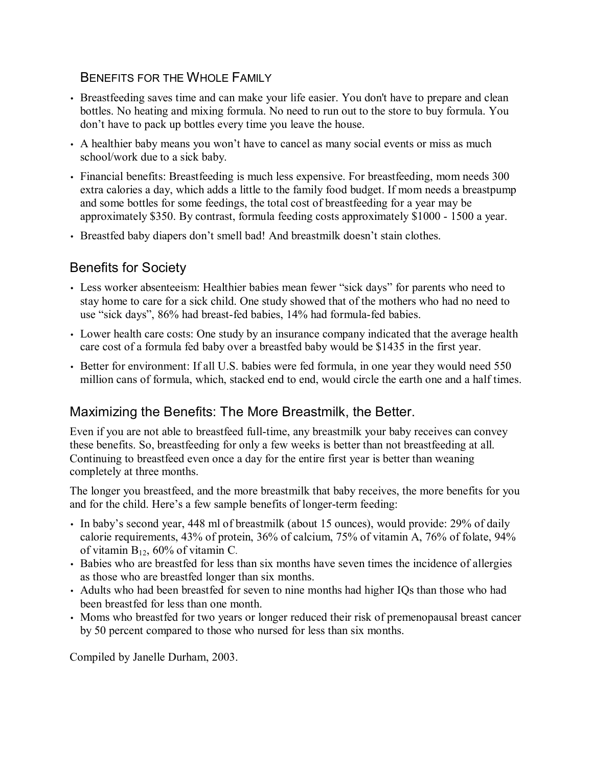## Benefits for the Whole Family

- Breastfeeding saves time and can make your life easier. You don't have to prepare and clean bottles. No heating and mixing formula. No need to run out to the store to buy formula. You don't have to pack up bottles every time you leave the house.
- A healthier baby means you won't have to cancel as many social events or miss as much school/work due to a sick baby.
- Financial benefits: Breastfeeding is much less expensive. For breastfeeding, mom needs 300 extra calories a day, which adds a little to the family food budget. If mom needs a breastpump and some bottles for some feedings, the total cost of breastfeeding for a year may be approximately $350. By contrast, formula feeding costs approximately $1000 - 1500 a year.
- Breastfed baby diapers don't smell bad! And breastmilk doesn't stain clothes.

## Benefits for Society

- Less worker absenteeism: Healthier babies mean fewer "sick days" for parents who need to stay home to care for a sick child. One study showed that of the mothers who had no need to use "sick days", 86% had breast-fed babies, 14% had formula-fed babies.
- Lower health care costs: One study by an insurance company indicated that the average health care cost of a formula fed baby over a breastfed baby would be $1435 in the first year.
- Better for environment: If all U.S. babies were fed formula, in one year they would need 550 million cans of formula, which, stacked end to end, would circle the earth one and a half times.

## Maximizing the Benefits: The More Breastmilk, the Better.

Even if you are not able to breastfeed full-time, any breastmilk your baby receives can convey these benefits. So, breastfeeding for only a few weeks is better than not breastfeeding at all. Continuing to breastfeed even once a day for the entire first year is better than weaning completely at three months.

The longer you breastfeed, and the more breastmilk that baby receives, the more benefits for you and for the child. Here's a few sample benefits of longer-term feeding:

- In baby's second year, 448 ml of breastmilk (about 15 ounces), would provide: 29% of daily calorie requirements, 43% of protein, 36% of calcium, 75% of vitamin A, 76% of folate, 94% of vitamin $B_{12}$, 60% of vitamin C.
- Babies who are breastfed for less than six months have seven times the incidence of allergies as those who are breastfed longer than six months.
- Adults who had been breastfed for seven to nine months had higher IQs than those who had been breastfed for less than one month.
- Moms who breastfed for two years or longer reduced their risk of premenopausal breast cancer by 50 percent compared to those who nursed for less than six months.

Compiled by Janelle Durham, 2003.